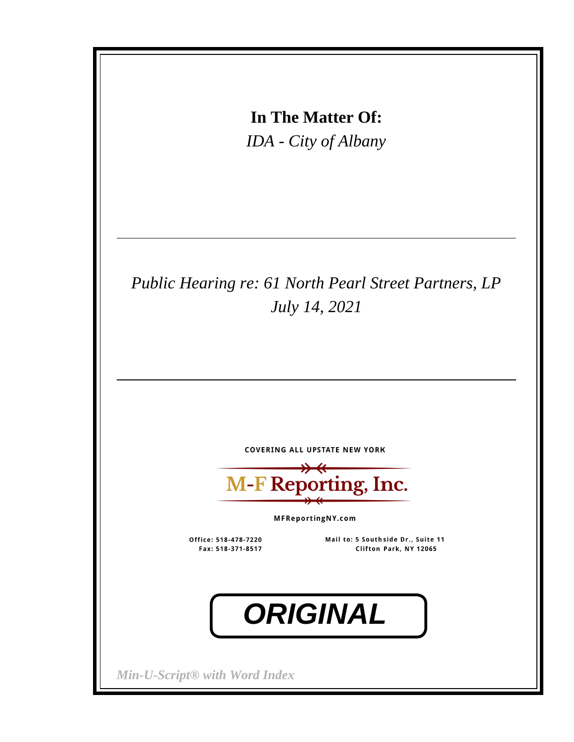**In The Matter Of:**

*IDA - City of Albany*

---

*Public Hearing re: 61 North Pearl Street Partners, LP*

*July 14, 2021*

---

COVERING ALL UPSTATE NEW YORK

**M-F Reporting, Inc.**

MFReportingNY.com

Office: 518-478-7220
Fax: 518-371-8517

Mail to: 5 Southside Dr., Suite 11
Clifton Park, NY 12065

***ORIGINAL***

*Min-U-Script® with Word Index*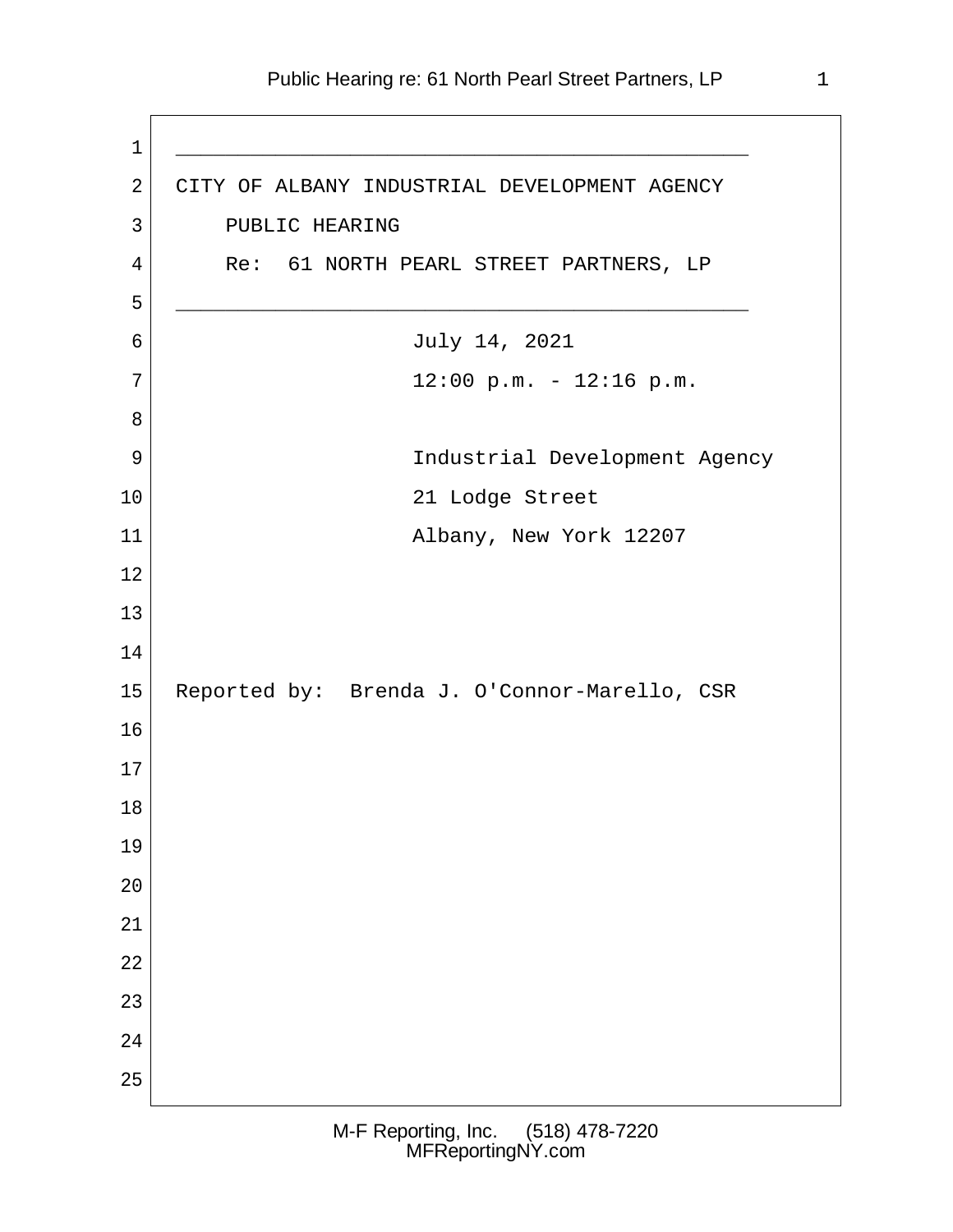CITY OF ALBANY INDUSTRIAL DEVELOPMENT AGENCY

PUBLIC HEARING

Re: 61 NORTH PEARL STREET PARTNERS, LP

July 14, 2021

12:00 p.m. - 12:16 p.m.

Industrial Development Agency
21 Lodge Street
Albany, New York 12207

Reported by: Brenda J. O'Connor-Marello, CSR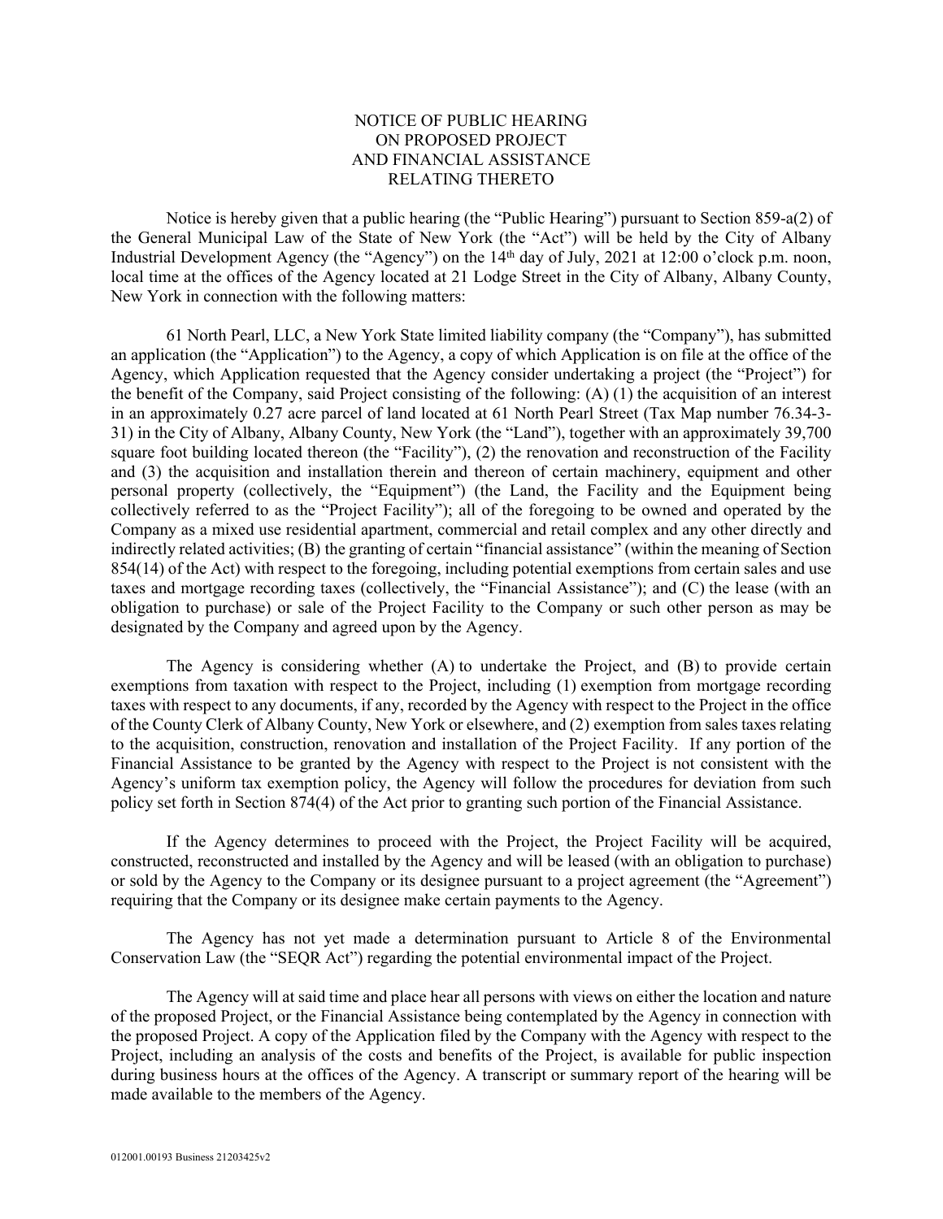# NOTICE OF PUBLIC HEARING ON PROPOSED PROJECT AND FINANCIAL ASSISTANCE RELATING THERETO

Notice is hereby given that a public hearing (the "Public Hearing") pursuant to Section 859-a(2) of the General Municipal Law of the State of New York (the "Act") will be held by the City of Albany Industrial Development Agency (the "Agency") on the 14th day of July, 2021 at 12:00 o'clock p.m. noon, local time at the offices of the Agency located at 21 Lodge Street in the City of Albany, Albany County, New York in connection with the following matters:

61 North Pearl, LLC, a New York State limited liability company (the "Company"), has submitted an application (the "Application") to the Agency, a copy of which Application is on file at the office of the Agency, which Application requested that the Agency consider undertaking a project (the "Project") for the benefit of the Company, said Project consisting of the following: (A) (1) the acquisition of an interest in an approximately 0.27 acre parcel of land located at 61 North Pearl Street (Tax Map number 76.34-3-31) in the City of Albany, Albany County, New York (the "Land"), together with an approximately 39,700 square foot building located thereon (the "Facility"), (2) the renovation and reconstruction of the Facility and (3) the acquisition and installation therein and thereon of certain machinery, equipment and other personal property (collectively, the "Equipment") (the Land, the Facility and the Equipment being collectively referred to as the "Project Facility"); all of the foregoing to be owned and operated by the Company as a mixed use residential apartment, commercial and retail complex and any other directly and indirectly related activities; (B) the granting of certain "financial assistance" (within the meaning of Section 854(14) of the Act) with respect to the foregoing, including potential exemptions from certain sales and use taxes and mortgage recording taxes (collectively, the "Financial Assistance"); and (C) the lease (with an obligation to purchase) or sale of the Project Facility to the Company or such other person as may be designated by the Company and agreed upon by the Agency.

The Agency is considering whether (A) to undertake the Project, and (B) to provide certain exemptions from taxation with respect to the Project, including (1) exemption from mortgage recording taxes with respect to any documents, if any, recorded by the Agency with respect to the Project in the office of the County Clerk of Albany County, New York or elsewhere, and (2) exemption from sales taxes relating to the acquisition, construction, renovation and installation of the Project Facility. If any portion of the Financial Assistance to be granted by the Agency with respect to the Project is not consistent with the Agency's uniform tax exemption policy, the Agency will follow the procedures for deviation from such policy set forth in Section 874(4) of the Act prior to granting such portion of the Financial Assistance.

If the Agency determines to proceed with the Project, the Project Facility will be acquired, constructed, reconstructed and installed by the Agency and will be leased (with an obligation to purchase) or sold by the Agency to the Company or its designee pursuant to a project agreement (the "Agreement") requiring that the Company or its designee make certain payments to the Agency.

The Agency has not yet made a determination pursuant to Article 8 of the Environmental Conservation Law (the "SEQR Act") regarding the potential environmental impact of the Project.

The Agency will at said time and place hear all persons with views on either the location and nature of the proposed Project, or the Financial Assistance being contemplated by the Agency in connection with the proposed Project. A copy of the Application filed by the Company with the Agency with respect to the Project, including an analysis of the costs and benefits of the Project, is available for public inspection during business hours at the offices of the Agency. A transcript or summary report of the hearing will be made available to the members of the Agency.

012001.00193 Business 21203425v2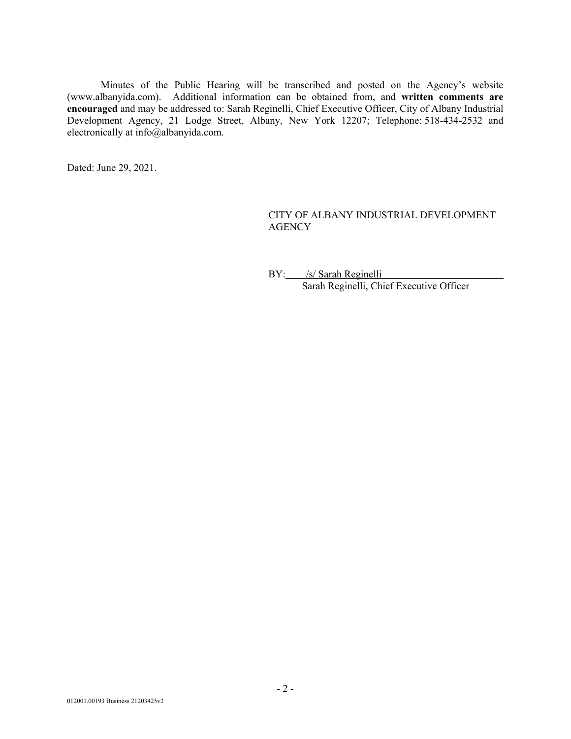Minutes of the Public Hearing will be transcribed and posted on the Agency's website (www.albanyida.com). Additional information can be obtained from, and **written comments are encouraged** and may be addressed to: Sarah Reginelli, Chief Executive Officer, City of Albany Industrial Development Agency, 21 Lodge Street, Albany, New York 12207; Telephone: 518-434-2532 and electronically at info@albanyida.com.

Dated: June 29, 2021.

CITY OF ALBANY INDUSTRIAL DEVELOPMENT AGENCY

BY: /s/ Sarah Reginelli
Sarah Reginelli, Chief Executive Officer

012001.00193 Business 21203425v2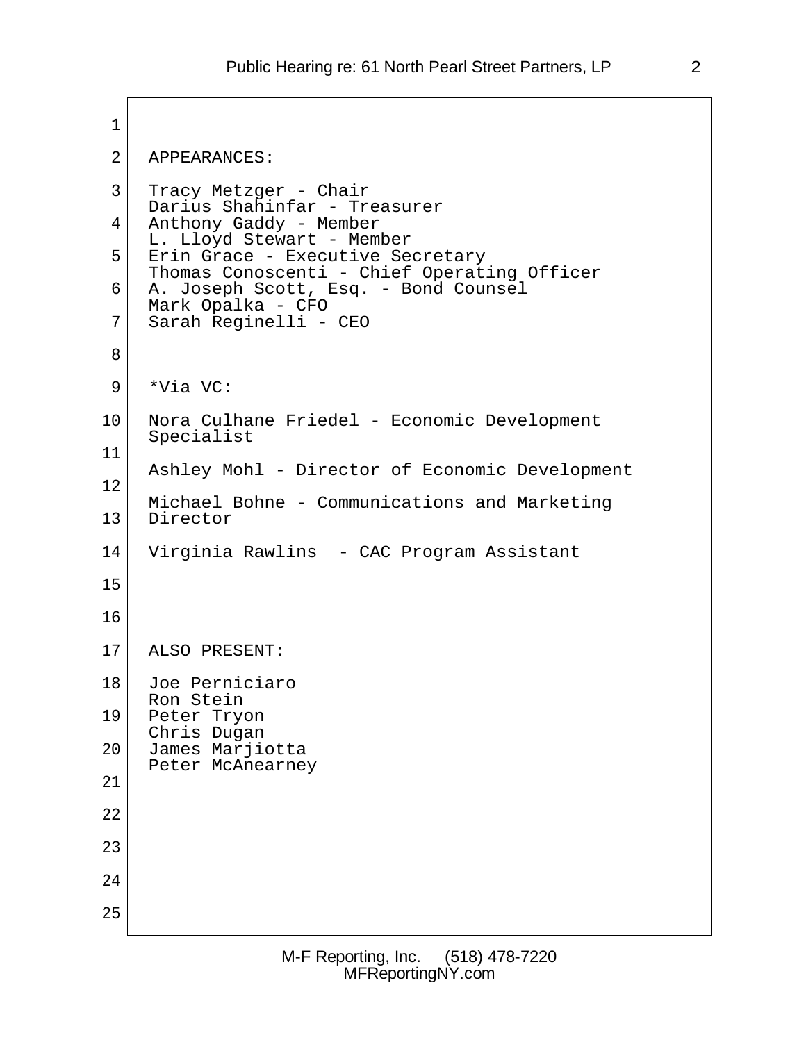APPEARANCES:

Tracy Metzger - Chair
Darius Shahinfar - Treasurer
Anthony Gaddy - Member
L. Lloyd Stewart - Member
Erin Grace - Executive Secretary
Thomas Conoscenti - Chief Operating Officer
A. Joseph Scott, Esq. - Bond Counsel
Mark Opalka - CFO
Sarah Reginelli - CEO

*Via VC:

Nora Culhane Friedel - Economic Development Specialist

Ashley Mohl - Director of Economic Development

Michael Bohne - Communications and Marketing Director

Virginia Rawlins - CAC Program Assistant

ALSO PRESENT:

Joe Perniciaro
Ron Stein
Peter Tryon
Chris Dugan
James Marjiotta
Peter McAnearney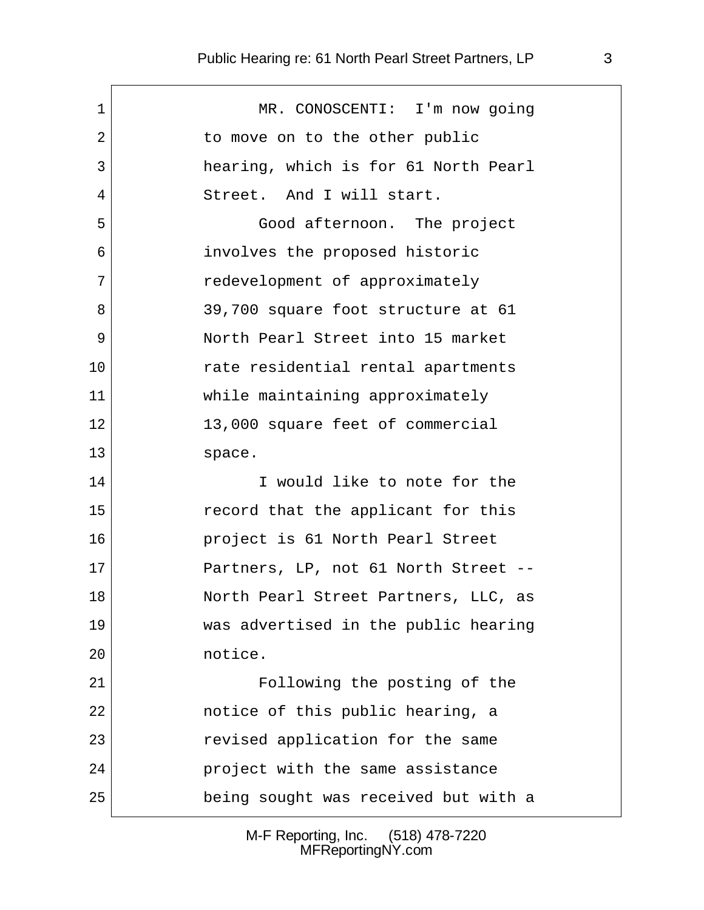MR. CONOSCENTI: I'm now going to move on to the other public hearing, which is for 61 North Pearl Street. And I will start.

Good afternoon. The project involves the proposed historic redevelopment of approximately 39,700 square foot structure at 61 North Pearl Street into 15 market rate residential rental apartments while maintaining approximately 13,000 square feet of commercial space.

I would like to note for the record that the applicant for this project is 61 North Pearl Street Partners, LP, not 61 North Street -- North Pearl Street Partners, LLC, as was advertised in the public hearing notice.

Following the posting of the notice of this public hearing, a revised application for the same project with the same assistance being sought was received but with a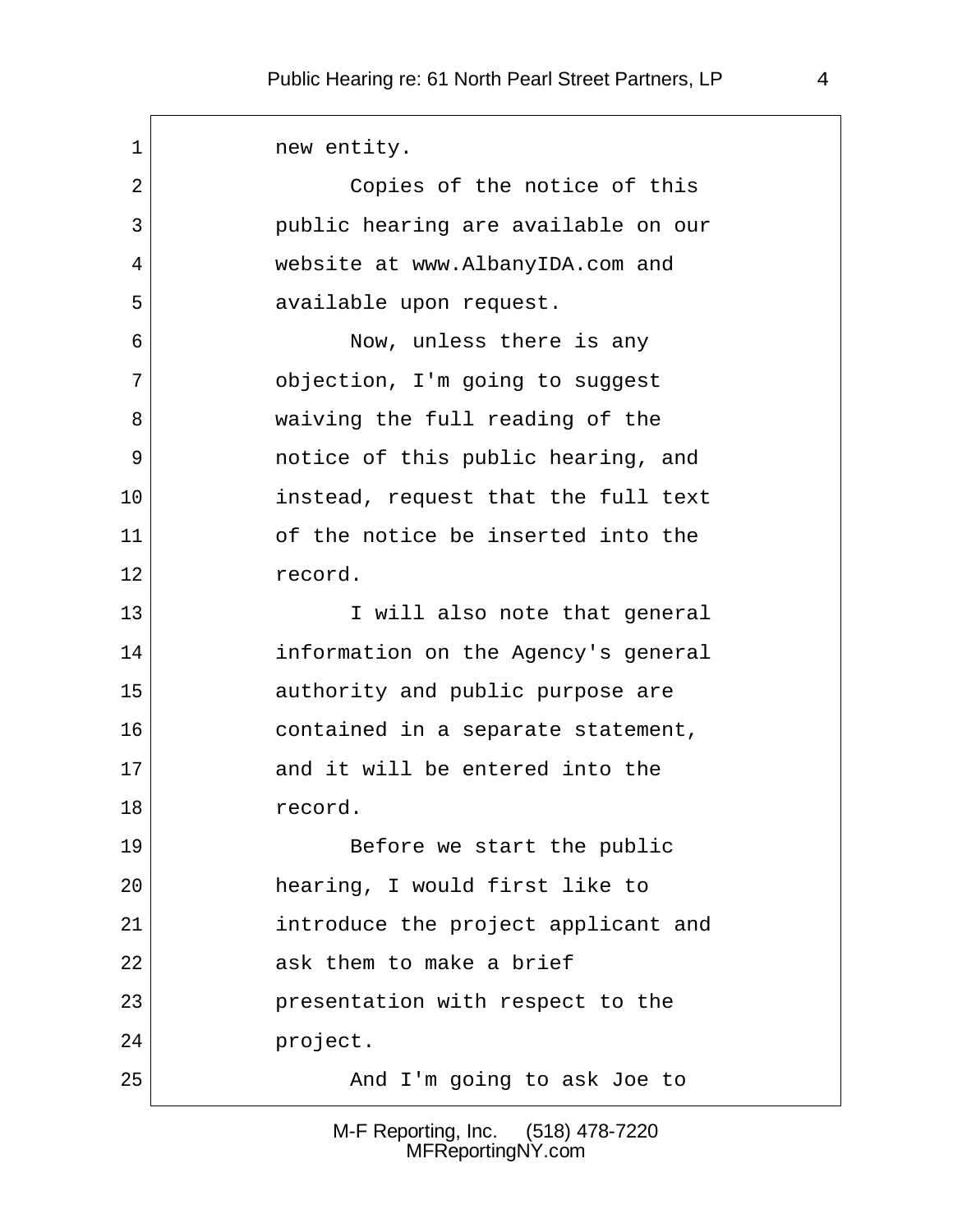new entity.

Copies of the notice of this public hearing are available on our website at www.AlbanyIDA.com and available upon request.

Now, unless there is any objection, I'm going to suggest waiving the full reading of the notice of this public hearing, and instead, request that the full text of the notice be inserted into the record.

I will also note that general information on the Agency's general authority and public purpose are contained in a separate statement, and it will be entered into the record.

Before we start the public hearing, I would first like to introduce the project applicant and ask them to make a brief presentation with respect to the project.

And I'm going to ask Joe to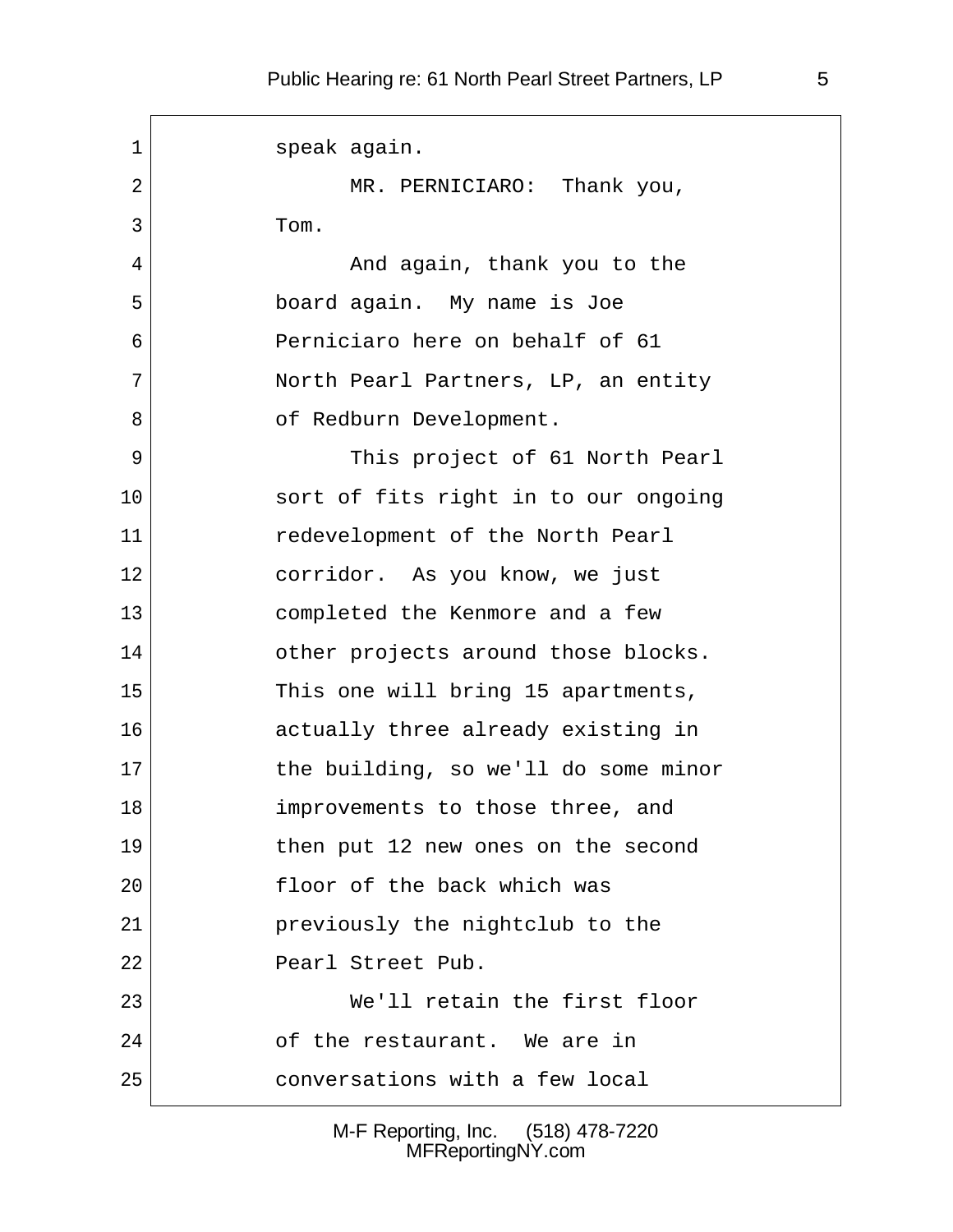speak again.

MR. PERNICIARO: Thank you, Tom.

And again, thank you to the board again. My name is Joe Perniciaro here on behalf of 61 North Pearl Partners, LP, an entity of Redburn Development.

This project of 61 North Pearl sort of fits right in to our ongoing redevelopment of the North Pearl corridor. As you know, we just completed the Kenmore and a few other projects around those blocks. This one will bring 15 apartments, actually three already existing in the building, so we'll do some minor improvements to those three, and then put 12 new ones on the second floor of the back which was previously the nightclub to the Pearl Street Pub.

We'll retain the first floor of the restaurant. We are in conversations with a few local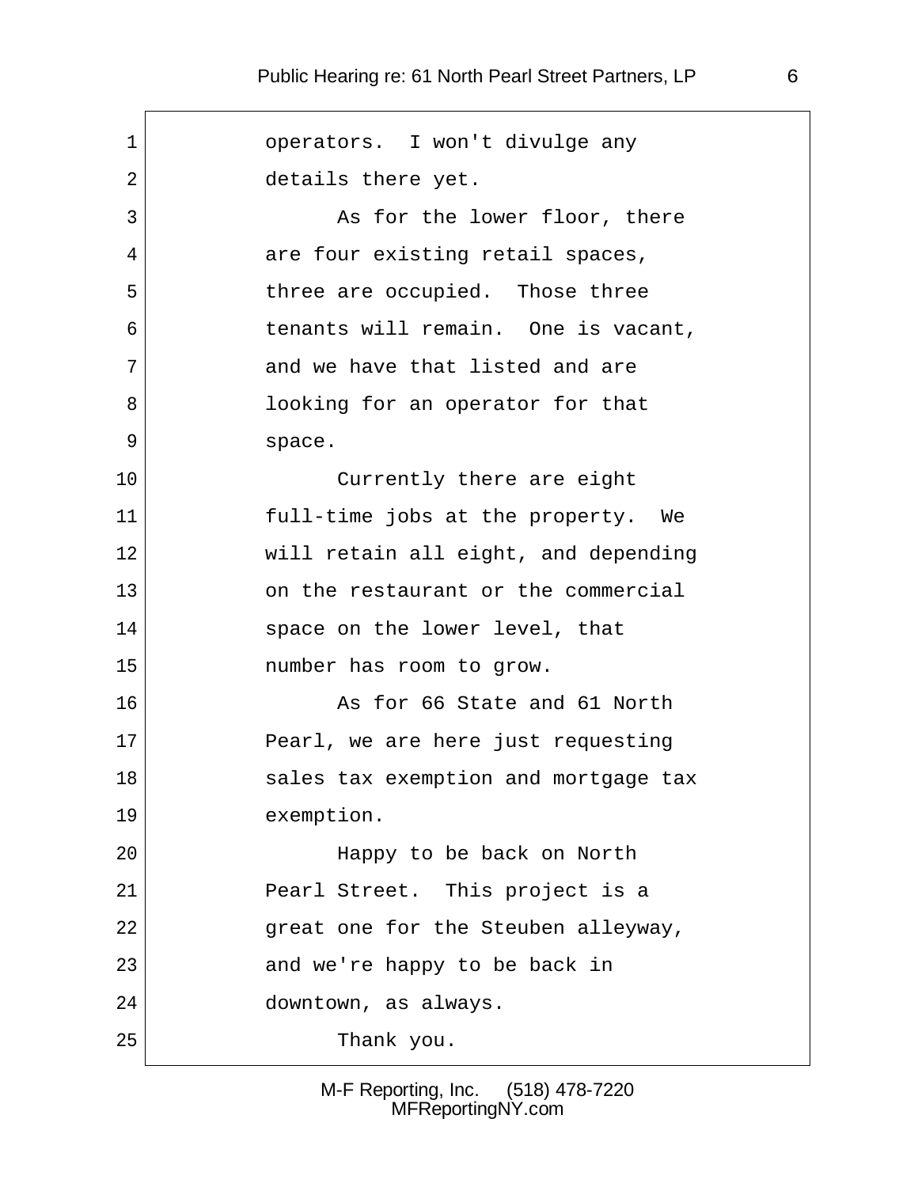operators. I won't divulge any details there yet.

As for the lower floor, there are four existing retail spaces, three are occupied. Those three tenants will remain. One is vacant, and we have that listed and are looking for an operator for that space.

Currently there are eight full-time jobs at the property. We will retain all eight, and depending on the restaurant or the commercial space on the lower level, that number has room to grow.

As for 66 State and 61 North Pearl, we are here just requesting sales tax exemption and mortgage tax exemption.

Happy to be back on North Pearl Street. This project is a great one for the Steuben alleyway, and we're happy to be back in downtown, as always.

Thank you.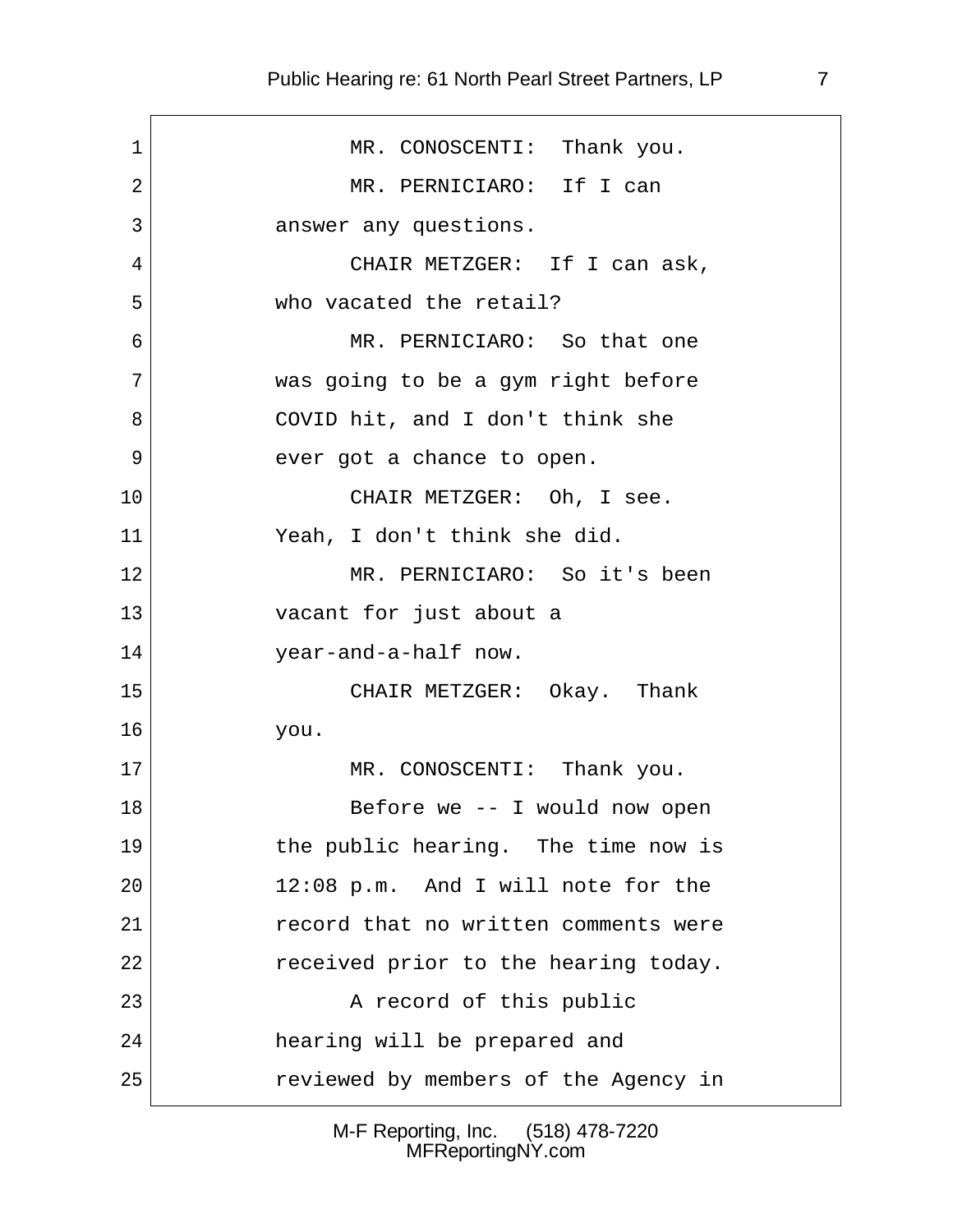MR. CONOSCENTI: Thank you.

MR. PERNICIARO: If I can answer any questions.

CHAIR METZGER: If I can ask, who vacated the retail?

MR. PERNICIARO: So that one was going to be a gym right before COVID hit, and I don't think she ever got a chance to open.

CHAIR METZGER: Oh, I see. Yeah, I don't think she did.

MR. PERNICIARO: So it's been vacant for just about a year-and-a-half now.

CHAIR METZGER: Okay. Thank you.

MR. CONOSCENTI: Thank you.

Before we -- I would now open the public hearing. The time now is 12:08 p.m. And I will note for the record that no written comments were received prior to the hearing today.

A record of this public hearing will be prepared and reviewed by members of the Agency in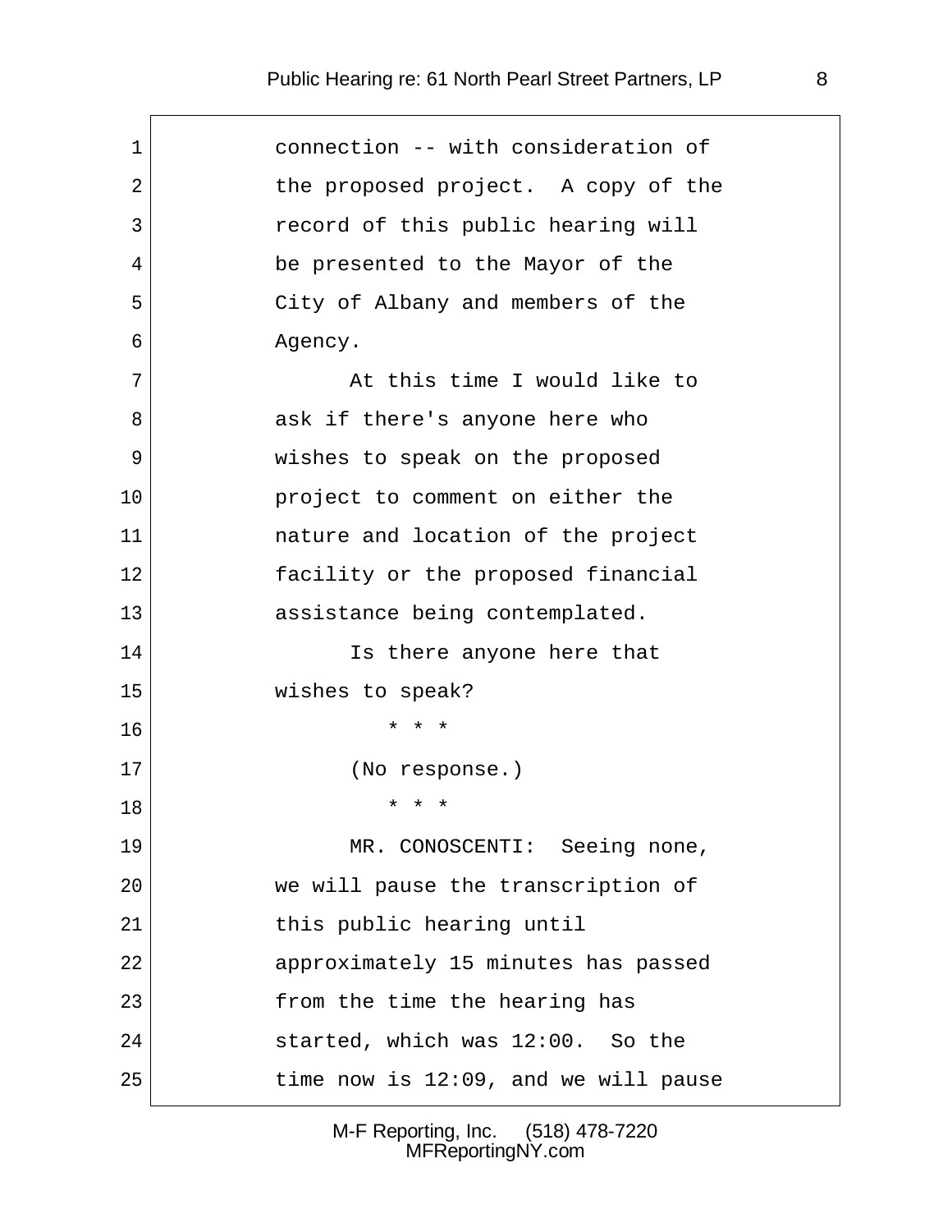connection -- with consideration of the proposed project. A copy of the record of this public hearing will be presented to the Mayor of the City of Albany and members of the Agency.

At this time I would like to ask if there's anyone here who wishes to speak on the proposed project to comment on either the nature and location of the project facility or the proposed financial assistance being contemplated.

Is there anyone here that wishes to speak?

\* \* \*

(No response.)

\* \* \*

MR. CONOSCENTI: Seeing none, we will pause the transcription of this public hearing until approximately 15 minutes has passed from the time the hearing has started, which was 12:00. So the time now is 12:09, and we will pause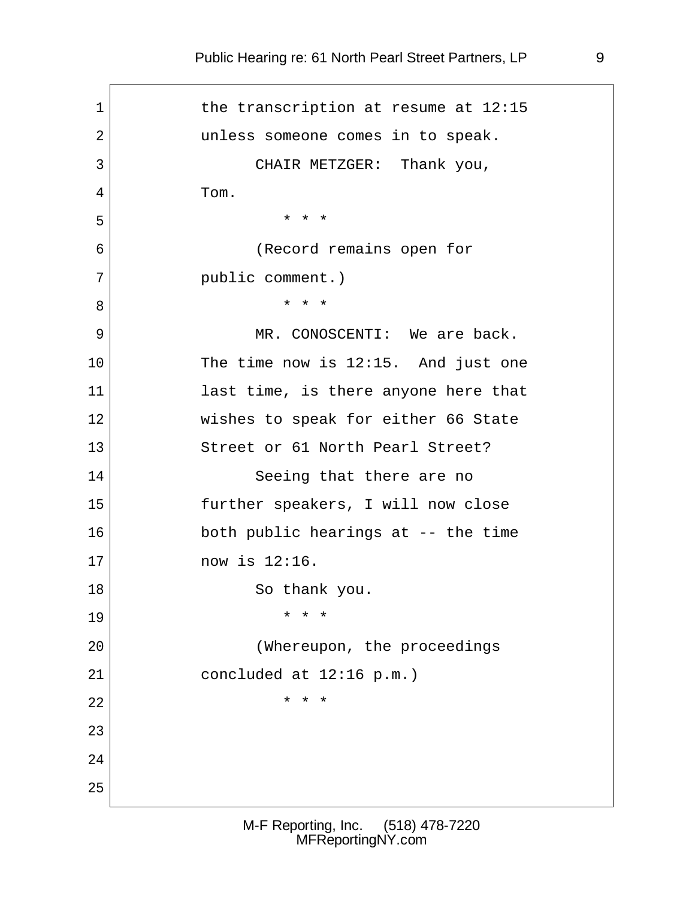the transcription at resume at 12:15 unless someone comes in to speak.

CHAIR METZGER: Thank you, Tom.

* * *

(Record remains open for public comment.)

* * *

MR. CONOSCENTI: We are back. The time now is 12:15. And just one last time, is there anyone here that wishes to speak for either 66 State Street or 61 North Pearl Street?

Seeing that there are no further speakers, I will now close both public hearings at -- the time now is 12:16.

So thank you.

* * *

(Whereupon, the proceedings concluded at 12:16 p.m.)

* * *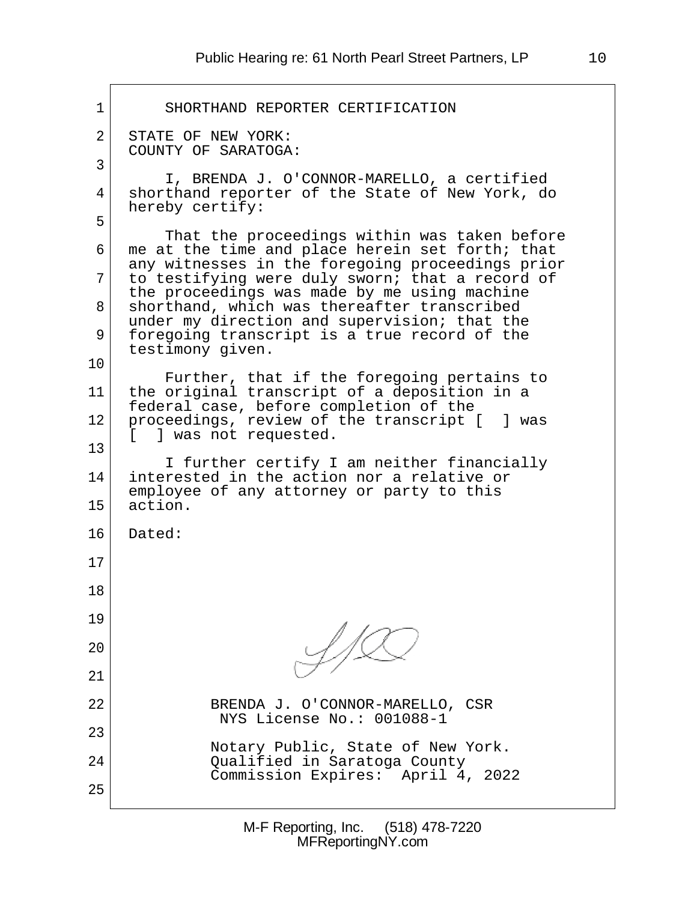# SHORTHAND REPORTER CERTIFICATION

STATE OF NEW YORK:
COUNTY OF SARATOGA:

I, BRENDA J. O'CONNOR-MARELLO, a certified shorthand reporter of the State of New York, do hereby certify:

That the proceedings within was taken before me at the time and place herein set forth; that any witnesses in the foregoing proceedings prior to testifying were duly sworn; that a record of the proceedings was made by me using machine shorthand, which was thereafter transcribed under my direction and supervision; that the foregoing transcript is a true record of the testimony given.

Further, that if the foregoing pertains to the original transcript of a deposition in a federal case, before completion of the proceedings, review of the transcript [ ] was [ ] was not requested.

I further certify I am neither financially interested in the action nor a relative or employee of any attorney or party to this action.

Dated:

BRENDA J. O'CONNOR-MARELLO, CSR
NYS License No.: 001088-1

Notary Public, State of New York.
Qualified in Saratoga County
Commission Expires: April 4, 2022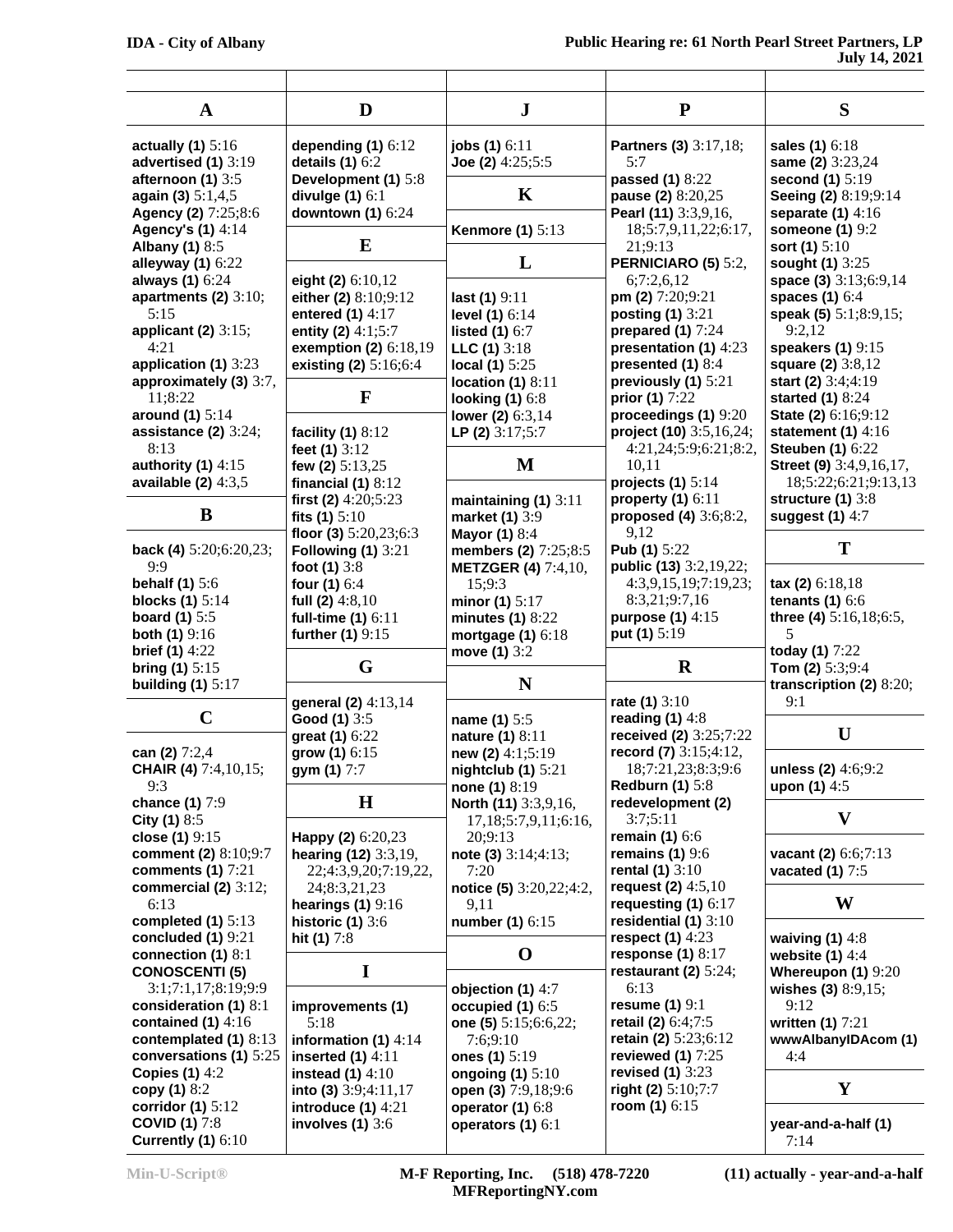## A

**actually (1)** 5:16
**advertised (1)** 3:19
**afternoon (1)** 3:5
**again (3)** 5:1,4,5
**Agency (2)** 7:25;8:6
**Agency's (1)** 4:14
**Albany (1)** 8:5
**alleyway (1)** 6:22
**always (1)** 6:24
**apartments (2)** 3:10; 5:15
**applicant (2)** 3:15; 4:21
**application (1)** 3:23
**approximately (3)** 3:7, 11;8:22
**around (1)** 5:14
**assistance (2)** 3:24; 8:13
**authority (1)** 4:15
**available (2)** 4:3,5

## B

**back (4)** 5:20;6:20,23; 9:9
**behalf (1)** 5:6
**blocks (1)** 5:14
**board (1)** 5:5
**both (1)** 9:16
**brief (1)** 4:22
**bring (1)** 5:15
**building (1)** 5:17

## C

**can (2)** 7:2,4
**CHAIR (4)** 7:4,10,15; 9:3
**chance (1)** 7:9
**City (1)** 8:5
**close (1)** 9:15
**comment (2)** 8:10;9:7
**comments (1)** 7:21
**commercial (2)** 3:12; 6:13
**completed (1)** 5:13
**concluded (1)** 9:21
**connection (1)** 8:1
**CONOSCENTI (5)** 3:1;7:1,17;8:19;9:9
**consideration (1)** 8:1
**contained (1)** 4:16
**contemplated (1)** 8:13
**conversations (1)** 5:25
**Copies (1)** 4:2
**copy (1)** 8:2
**corridor (1)** 5:12
**COVID (1)** 7:8
**Currently (1)** 6:10

## D

**depending (1)** 6:12
**details (1)** 6:2
**Development (1)** 5:8
**divulge (1)** 6:1
**downtown (1)** 6:24

## E

**eight (2)** 6:10,12
**either (2)** 8:10;9:12
**entered (1)** 4:17
**entity (2)** 4:1;5:7
**exemption (2)** 6:18,19
**existing (2)** 5:16;6:4

## F

**facility (1)** 8:12
**feet (1)** 3:12
**few (2)** 5:13,25
**financial (1)** 8:12
**first (2)** 4:20;5:23
**fits (1)** 5:10
**floor (3)** 5:20,23;6:3
**Following (1)** 3:21
**foot (1)** 3:8
**four (1)** 6:4
**full (2)** 4:8,10
**full-time (1)** 6:11
**further (1)** 9:15

## G

**general (2)** 4:13,14
**Good (1)** 3:5
**great (1)** 6:22
**grow (1)** 6:15
**gym (1)** 7:7

## H

**Happy (2)** 6:20,23
**hearing (12)** 3:3,19, 22;4:3,9,20;7:19,22, 24;8:3,21,23
**hearings (1)** 9:16
**historic (1)** 3:6
**hit (1)** 7:8

## I

**improvements (1)** 5:18
**information (1)** 4:14
**inserted (1)** 4:11
**instead (1)** 4:10
**into (3)** 3:9;4:11,17
**introduce (1)** 4:21
**involves (1)** 3:6

## J

**jobs (1)** 6:11
**Joe (2)** 4:25;5:5

## K

**Kenmore (1)** 5:13

## L

**last (1)** 9:11
**level (1)** 6:14
**listed (1)** 6:7
**LLC (1)** 3:18
**local (1)** 5:25
**location (1)** 8:11
**looking (1)** 6:8
**lower (2)** 6:3,14
**LP (2)** 3:17;5:7

## M

**maintaining (1)** 3:11
**market (1)** 3:9
**Mayor (1)** 8:4
**members (2)** 7:25;8:5
**METZGER (4)** 7:4,10, 15;9:3
**minor (1)** 5:17
**minutes (1)** 8:22
**mortgage (1)** 6:18
**move (1)** 3:2

## N

**name (1)** 5:5
**nature (1)** 8:11
**new (2)** 4:1;5:19
**nightclub (1)** 5:21
**none (1)** 8:19
**North (11)** 3:3,9,16, 17,18;5:7,9,11;6:16, 20;9:13
**note (3)** 3:14;4:13; 7:20
**notice (5)** 3:20,22;4:2, 9,11
**number (1)** 6:15

## O

**objection (1)** 4:7
**occupied (1)** 6:5
**one (5)** 5:15;6:6,22; 7:6;9:10
**ones (1)** 5:19
**ongoing (1)** 5:10
**open (3)** 7:9,18;9:6
**operator (1)** 6:8
**operators (1)** 6:1

## P

**Partners (3)** 3:17,18; 5:7
**passed (1)** 8:22
**pause (2)** 8:20,25
**Pearl (11)** 3:3,9,16, 18;5:7,9,11,22;6:17, 21;9:13
**PERNICIARO (5)** 5:2, 6;7:2,6,12
**pm (2)** 7:20;9:21
**posting (1)** 3:21
**prepared (1)** 7:24
**presentation (1)** 4:23
**presented (1)** 8:4
**previously (1)** 5:21
**prior (1)** 7:22
**proceedings (1)** 9:20
**project (10)** 3:5,16,24; 4:21,24;5:9;6:21;8:2, 10,11
**projects (1)** 5:14
**property (1)** 6:11
**proposed (4)** 3:6;8:2, 9,12
**Pub (1)** 5:22
**public (13)** 3:2,19,22; 4:3,9,15,19;7:19,23; 8:3,21;9:7,16
**purpose (1)** 4:15
**put (1)** 5:19

## R

**rate (1)** 3:10
**reading (1)** 4:8
**received (2)** 3:25;7:22
**record (7)** 3:15;4:12, 18;7:21,23;8:3;9:6
**Redburn (1)** 5:8
**redevelopment (2)** 3:7;5:11
**remain (1)** 6:6
**remains (1)** 9:6
**rental (1)** 3:10
**request (2)** 4:5,10
**requesting (1)** 6:17
**residential (1)** 3:10
**respect (1)** 4:23
**response (1)** 8:17
**restaurant (2)** 5:24; 6:13
**resume (1)** 9:1
**retail (2)** 6:4;7:5
**retain (2)** 5:23;6:12
**reviewed (1)** 7:25
**revised (1)** 3:23
**right (2)** 5:10;7:7
**room (1)** 6:15

## S

**sales (1)** 6:18
**same (2)** 3:23,24
**second (1)** 5:19
**Seeing (2)** 8:19;9:14
**separate (1)** 4:16
**someone (1)** 9:2
**sort (1)** 5:10
**sought (1)** 3:25
**space (3)** 3:13;6:9,14
**spaces (1)** 6:4
**speak (5)** 5:1;8:9,15; 9:2,12
**speakers (1)** 9:15
**square (2)** 3:8,12
**start (2)** 3:4;4:19
**started (1)** 8:24
**State (2)** 6:16;9:12
**statement (1)** 4:16
**Steuben (1)** 6:22
**Street (9)** 3:4,9,16,17, 18;5:22;6:21;9:13,13
**structure (1)** 3:8
**suggest (1)** 4:7

## T

**tax (2)** 6:18,18
**tenants (1)** 6:6
**three (4)** 5:16,18;6:5, 5
**today (1)** 7:22
**Tom (2)** 5:3;9:4
**transcription (2)** 8:20; 9:1

## U

**unless (2)** 4:6;9:2
**upon (1)** 4:5

## V

**vacant (2)** 6:6;7:13
**vacated (1)** 7:5

## W

**waiving (1)** 4:8
**website (1)** 4:4
**Whereupon (1)** 9:20
**wishes (3)** 8:9,15; 9:12
**written (1)** 7:21
**wwwAlbanyIDAcom (1)** 4:4

## Y

**year-and-a-half (1)** 7:14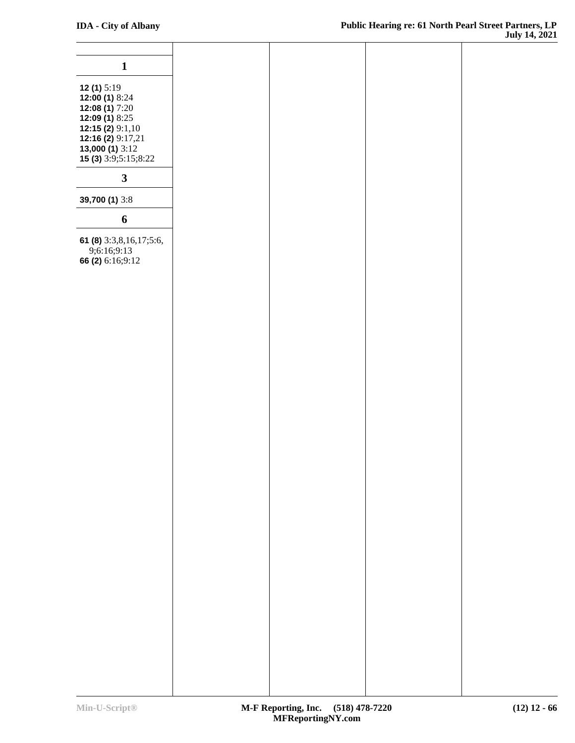## 1

**12 (1)** 5:19
**12:00 (1)** 8:24
**12:08 (1)** 7:20
**12:09 (1)** 8:25
**12:15 (2)** 9:1,10
**12:16 (2)** 9:17,21
**13,000 (1)** 3:12
**15 (3)** 3:9;5:15;8:22

## 3

**39,700 (1)** 3:8

## 6

**61 (8)** 3:3,8,16,17;5:6,
9;6:16;9:13
**66 (2)** 6:16;9:12